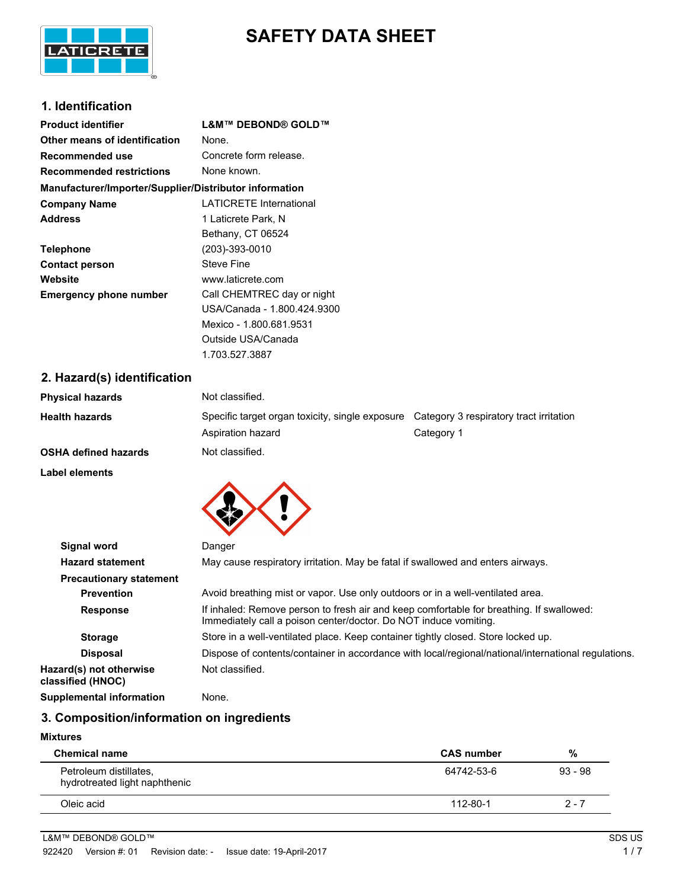# SAFETY DATA SHEET

## 1. Identification

| | |
|---|---|
| **Product identifier** | **L&M™ DEBOND® GOLD™** |
| **Other means of identification** | None. |
| **Recommended use** | Concrete form release. |
| **Recommended restrictions** | None known. |

**Manufacturer/Importer/Supplier/Distributor information**

| | |
|---|---|
| **Company Name** | LATICRETE International |
| **Address** | 1 Laticrete Park, N<br>Bethany, CT 06524 |
| **Telephone** | (203)-393-0010 |
| **Contact person** | Steve Fine |
| **Website** | www.laticrete.com |
| **Emergency phone number** | Call CHEMTREC day or night<br>USA/Canada - 1.800.424.9300<br>Mexico - 1.800.681.9531<br>Outside USA/Canada<br>1.703.527.3887 |

## 2. Hazard(s) identification

| | | |
|---|---|---|
| **Physical hazards** | Not classified. | |
| **Health hazards** | Specific target organ toxicity, single exposure | Category 3 respiratory tract irritation |
| | Aspiration hazard | Category 1 |
| **OSHA defined hazards** | Not classified. | |

**Label elements**

| | |
|---|---|
| **Signal word** | Danger |
| **Hazard statement** | May cause respiratory irritation. May be fatal if swallowed and enters airways. |
| **Precautionary statement** | |
| **Prevention** | Avoid breathing mist or vapor. Use only outdoors or in a well-ventilated area. |
| **Response** | If inhaled: Remove person to fresh air and keep comfortable for breathing. If swallowed: Immediately call a poison center/doctor. Do NOT induce vomiting. |
| **Storage** | Store in a well-ventilated place. Keep container tightly closed. Store locked up. |
| **Disposal** | Dispose of contents/container in accordance with local/regional/national/international regulations. |
| **Hazard(s) not otherwise classified (HNOC)** | Not classified. |
| **Supplemental information** | None. |

## 3. Composition/information on ingredients

**Mixtures**

| Chemical name | CAS number | % |
|---|---|---|
| Petroleum distillates, hydrotreated light naphthenic | 64742-53-6 | 93 - 98 |
| Oleic acid | 112-80-1 | 2 - 7 |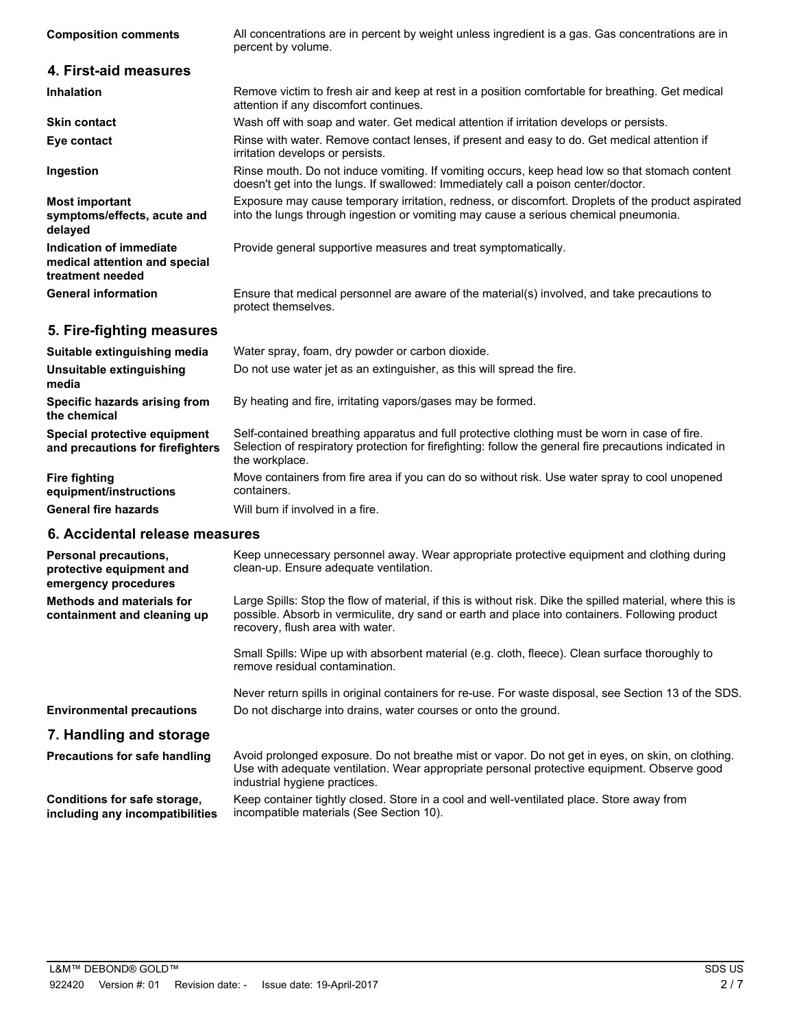**Composition comments** All concentrations are in percent by weight unless ingredient is a gas. Gas concentrations are in percent by volume.

## 4. First-aid measures

**Inhalation** Remove victim to fresh air and keep at rest in a position comfortable for breathing. Get medical attention if any discomfort continues.

**Skin contact** Wash off with soap and water. Get medical attention if irritation develops or persists.

**Eye contact** Rinse with water. Remove contact lenses, if present and easy to do. Get medical attention if irritation develops or persists.

**Ingestion** Rinse mouth. Do not induce vomiting. If vomiting occurs, keep head low so that stomach content doesn't get into the lungs. If swallowed: Immediately call a poison center/doctor.

**Most important symptoms/effects, acute and delayed** Exposure may cause temporary irritation, redness, or discomfort. Droplets of the product aspirated into the lungs through ingestion or vomiting may cause a serious chemical pneumonia.

**Indication of immediate medical attention and special treatment needed** Provide general supportive measures and treat symptomatically.

**General information** Ensure that medical personnel are aware of the material(s) involved, and take precautions to protect themselves.

## 5. Fire-fighting measures

**Suitable extinguishing media** Water spray, foam, dry powder or carbon dioxide.

**Unsuitable extinguishing media** Do not use water jet as an extinguisher, as this will spread the fire.

**Specific hazards arising from the chemical** By heating and fire, irritating vapors/gases may be formed.

**Special protective equipment and precautions for firefighters** Self-contained breathing apparatus and full protective clothing must be worn in case of fire. Selection of respiratory protection for firefighting: follow the general fire precautions indicated in the workplace.

**Fire fighting equipment/instructions** Move containers from fire area if you can do so without risk. Use water spray to cool unopened containers.

**General fire hazards** Will burn if involved in a fire.

## 6. Accidental release measures

**Personal precautions, protective equipment and emergency procedures** Keep unnecessary personnel away. Wear appropriate protective equipment and clothing during clean-up. Ensure adequate ventilation.

**Methods and materials for containment and cleaning up** Large Spills: Stop the flow of material, if this is without risk. Dike the spilled material, where this is possible. Absorb in vermiculite, dry sand or earth and place into containers. Following product recovery, flush area with water.

Small Spills: Wipe up with absorbent material (e.g. cloth, fleece). Clean surface thoroughly to remove residual contamination.

Never return spills in original containers for re-use. For waste disposal, see Section 13 of the SDS.

**Environmental precautions** Do not discharge into drains, water courses or onto the ground.

## 7. Handling and storage

**Precautions for safe handling** Avoid prolonged exposure. Do not breathe mist or vapor. Do not get in eyes, on skin, on clothing. Use with adequate ventilation. Wear appropriate personal protective equipment. Observe good industrial hygiene practices.

**Conditions for safe storage, including any incompatibilities** Keep container tightly closed. Store in a cool and well-ventilated place. Store away from incompatible materials (See Section 10).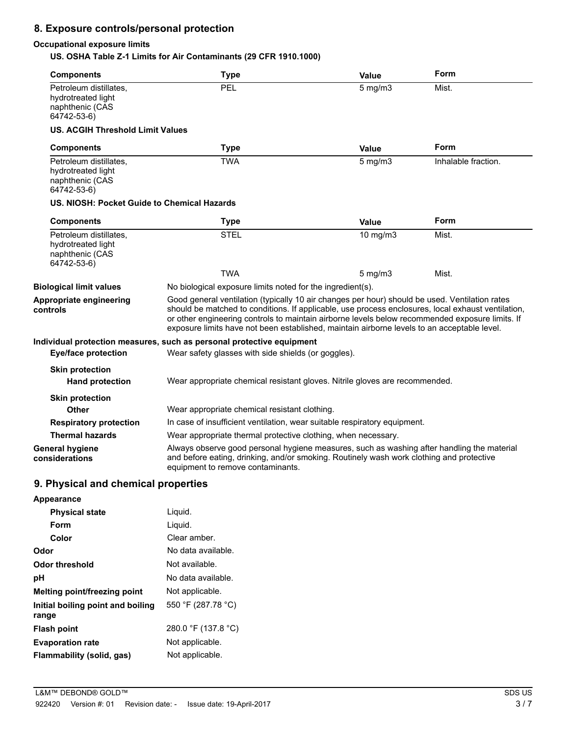## 8. Exposure controls/personal protection

**Occupational exposure limits**

**US. OSHA Table Z-1 Limits for Air Contaminants (29 CFR 1910.1000)**

| Components | Type | Value | Form |
|---|---|---|---|
| Petroleum distillates, hydrotreated light naphthenic (CAS 64742-53-6) | PEL | 5 mg/m3 | Mist. |

**US. ACGIH Threshold Limit Values**

| Components | Type | Value | Form |
|---|---|---|---|
| Petroleum distillates, hydrotreated light naphthenic (CAS 64742-53-6) | TWA | 5 mg/m3 | Inhalable fraction. |

**US. NIOSH: Pocket Guide to Chemical Hazards**

| Components | Type | Value | Form |
|---|---|---|---|
| Petroleum distillates, hydrotreated light naphthenic (CAS 64742-53-6) | STEL | 10 mg/m3 | Mist. |
| | TWA | 5 mg/m3 | Mist. |

**Biological limit values** No biological exposure limits noted for the ingredient(s).

**Appropriate engineering controls** Good general ventilation (typically 10 air changes per hour) should be used. Ventilation rates should be matched to conditions. If applicable, use process enclosures, local exhaust ventilation, or other engineering controls to maintain airborne levels below recommended exposure limits. If exposure limits have not been established, maintain airborne levels to an acceptable level.

**Individual protection measures, such as personal protective equipment**

**Eye/face protection** Wear safety glasses with side shields (or goggles).

**Skin protection**

**Hand protection** Wear appropriate chemical resistant gloves. Nitrile gloves are recommended.

**Skin protection**

**Other** Wear appropriate chemical resistant clothing.

**Respiratory protection** In case of insufficient ventilation, wear suitable respiratory equipment.

**Thermal hazards** Wear appropriate thermal protective clothing, when necessary.

**General hygiene considerations** Always observe good personal hygiene measures, such as washing after handling the material and before eating, drinking, and/or smoking. Routinely wash work clothing and protective equipment to remove contaminants.

## 9. Physical and chemical properties

**Appearance**

**Physical state** Liquid.

**Form** Liquid.

**Color** Clear amber.

**Odor** No data available.

**Odor threshold** Not available.

**pH** No data available.

**Melting point/freezing point** Not applicable.

**Initial boiling point and boiling range** 550 °F (287.78 °C)

**Flash point** 280.0 °F (137.8 °C)

**Evaporation rate** Not applicable.

**Flammability (solid, gas)** Not applicable.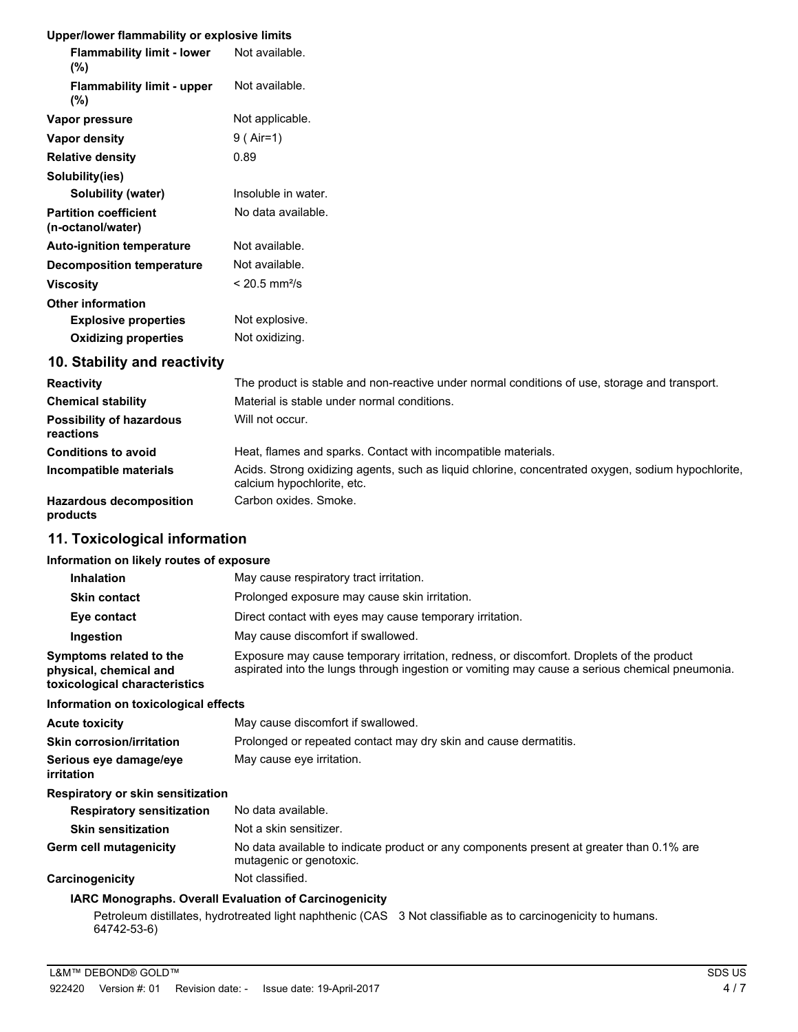**Upper/lower flammability or explosive limits**

| | |
|---|---|
| **Flammability limit - lower (%)** | Not available. |
| **Flammability limit - upper (%)** | Not available. |
| **Vapor pressure** | Not applicable. |
| **Vapor density** | 9 ( Air=1) |
| **Relative density** | 0.89 |
| **Solubility(ies)** | |
| **Solubility (water)** | Insoluble in water. |
| **Partition coefficient (n-octanol/water)** | No data available. |
| **Auto-ignition temperature** | Not available. |
| **Decomposition temperature** | Not available. |
| **Viscosity** | < 20.5 $mm^2/s$ |
| **Other information** | |
| **Explosive properties** | Not explosive. |
| **Oxidizing properties** | Not oxidizing. |

## 10. Stability and reactivity

| | |
|---|---|
| **Reactivity** | The product is stable and non-reactive under normal conditions of use, storage and transport. |
| **Chemical stability** | Material is stable under normal conditions. |
| **Possibility of hazardous reactions** | Will not occur. |
| **Conditions to avoid** | Heat, flames and sparks. Contact with incompatible materials. |
| **Incompatible materials** | Acids. Strong oxidizing agents, such as liquid chlorine, concentrated oxygen, sodium hypochlorite, calcium hypochlorite, etc. |
| **Hazardous decomposition products** | Carbon oxides. Smoke. |

## 11. Toxicological information

**Information on likely routes of exposure**

| | |
|---|---|
| **Inhalation** | May cause respiratory tract irritation. |
| **Skin contact** | Prolonged exposure may cause skin irritation. |
| **Eye contact** | Direct contact with eyes may cause temporary irritation. |
| **Ingestion** | May cause discomfort if swallowed. |
| **Symptoms related to the physical, chemical and toxicological characteristics** | Exposure may cause temporary irritation, redness, or discomfort. Droplets of the product aspirated into the lungs through ingestion or vomiting may cause a serious chemical pneumonia. |

**Information on toxicological effects**

| | |
|---|---|
| **Acute toxicity** | May cause discomfort if swallowed. |
| **Skin corrosion/irritation** | Prolonged or repeated contact may dry skin and cause dermatitis. |
| **Serious eye damage/eye irritation** | May cause eye irritation. |
| **Respiratory or skin sensitization** | |
| **Respiratory sensitization** | No data available. |
| **Skin sensitization** | Not a skin sensitizer. |
| **Germ cell mutagenicity** | No data available to indicate product or any components present at greater than 0.1% are mutagenic or genotoxic. |
| **Carcinogenicity** | Not classified. |

**IARC Monographs. Overall Evaluation of Carcinogenicity**

Petroleum distillates, hydrotreated light naphthenic (CAS 64742-53-6) 3 Not classifiable as to carcinogenicity to humans.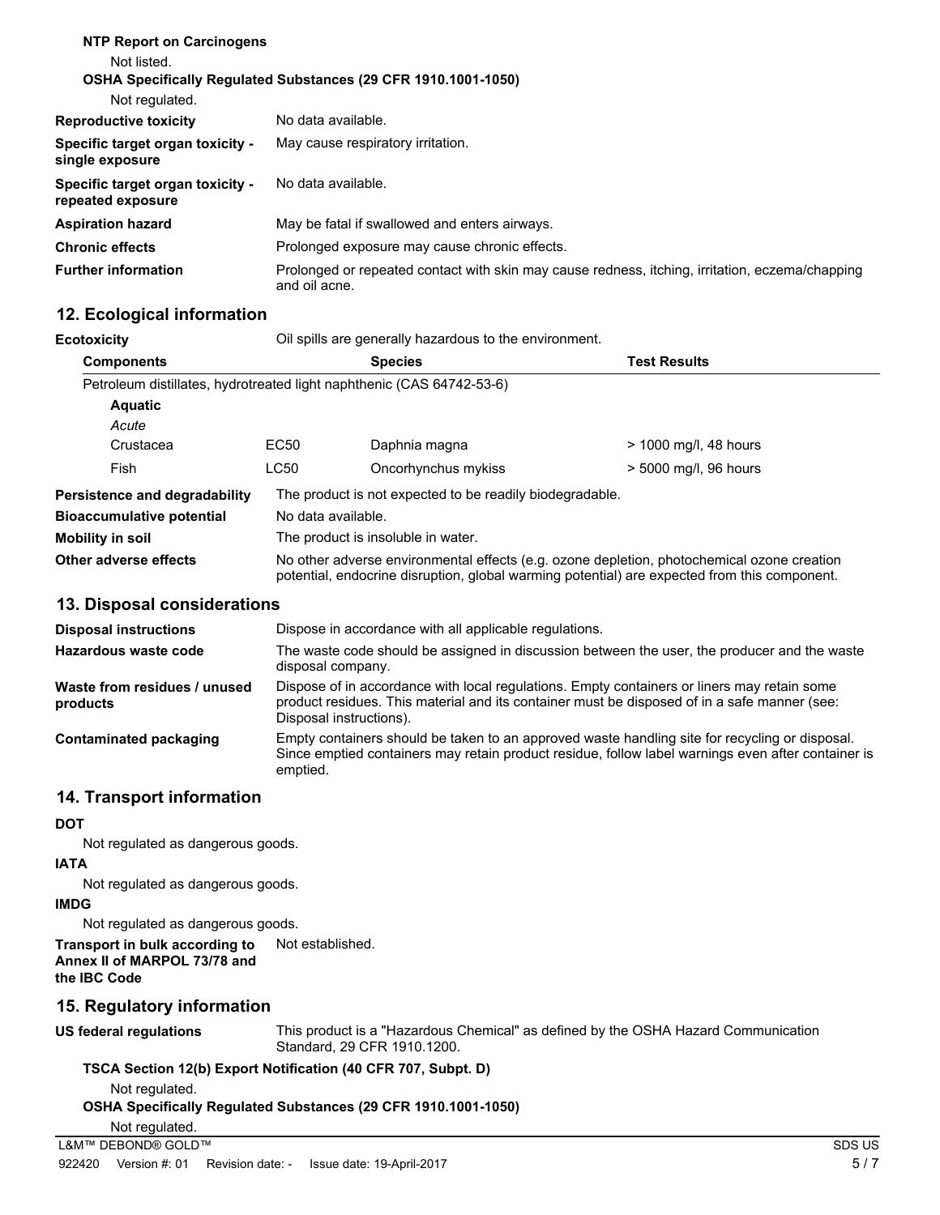**NTP Report on Carcinogens**

Not listed.

**OSHA Specifically Regulated Substances (29 CFR 1910.1001-1050)**

Not regulated.

**Reproductive toxicity** No data available.

**Specific target organ toxicity - single exposure** May cause respiratory irritation.

**Specific target organ toxicity - repeated exposure** No data available.

**Aspiration hazard** May be fatal if swallowed and enters airways.

**Chronic effects** Prolonged exposure may cause chronic effects.

**Further information** Prolonged or repeated contact with skin may cause redness, itching, irritation, eczema/chapping and oil acne.

## 12. Ecological information

**Ecotoxicity** Oil spills are generally hazardous to the environment.

| Components | | Species | Test Results |
|---|---|---|---|
| Petroleum distillates, hydrotreated light naphthenic (CAS 64742-53-6) | | | |
| **Aquatic** | | | |
| *Acute* | | | |
| Crustacea | EC50 | Daphnia magna | > 1000 mg/l, 48 hours |
| Fish | LC50 | Oncorhynchus mykiss | > 5000 mg/l, 96 hours |

**Persistence and degradability** The product is not expected to be readily biodegradable.

**Bioaccumulative potential** No data available.

**Mobility in soil** The product is insoluble in water.

**Other adverse effects** No other adverse environmental effects (e.g. ozone depletion, photochemical ozone creation potential, endocrine disruption, global warming potential) are expected from this component.

## 13. Disposal considerations

**Disposal instructions** Dispose in accordance with all applicable regulations.

**Hazardous waste code** The waste code should be assigned in discussion between the user, the producer and the waste disposal company.

**Waste from residues / unused products** Dispose of in accordance with local regulations. Empty containers or liners may retain some product residues. This material and its container must be disposed of in a safe manner (see: Disposal instructions).

**Contaminated packaging** Empty containers should be taken to an approved waste handling site for recycling or disposal. Since emptied containers may retain product residue, follow label warnings even after container is emptied.

## 14. Transport information

**DOT**

Not regulated as dangerous goods.

**IATA**

Not regulated as dangerous goods.

**IMDG**

Not regulated as dangerous goods.

**Transport in bulk according to Annex II of MARPOL 73/78 and the IBC Code** Not established.

## 15. Regulatory information

**US federal regulations** This product is a "Hazardous Chemical" as defined by the OSHA Hazard Communication Standard, 29 CFR 1910.1200.

**TSCA Section 12(b) Export Notification (40 CFR 707, Subpt. D)**

Not regulated.

**OSHA Specifically Regulated Substances (29 CFR 1910.1001-1050)**

Not regulated.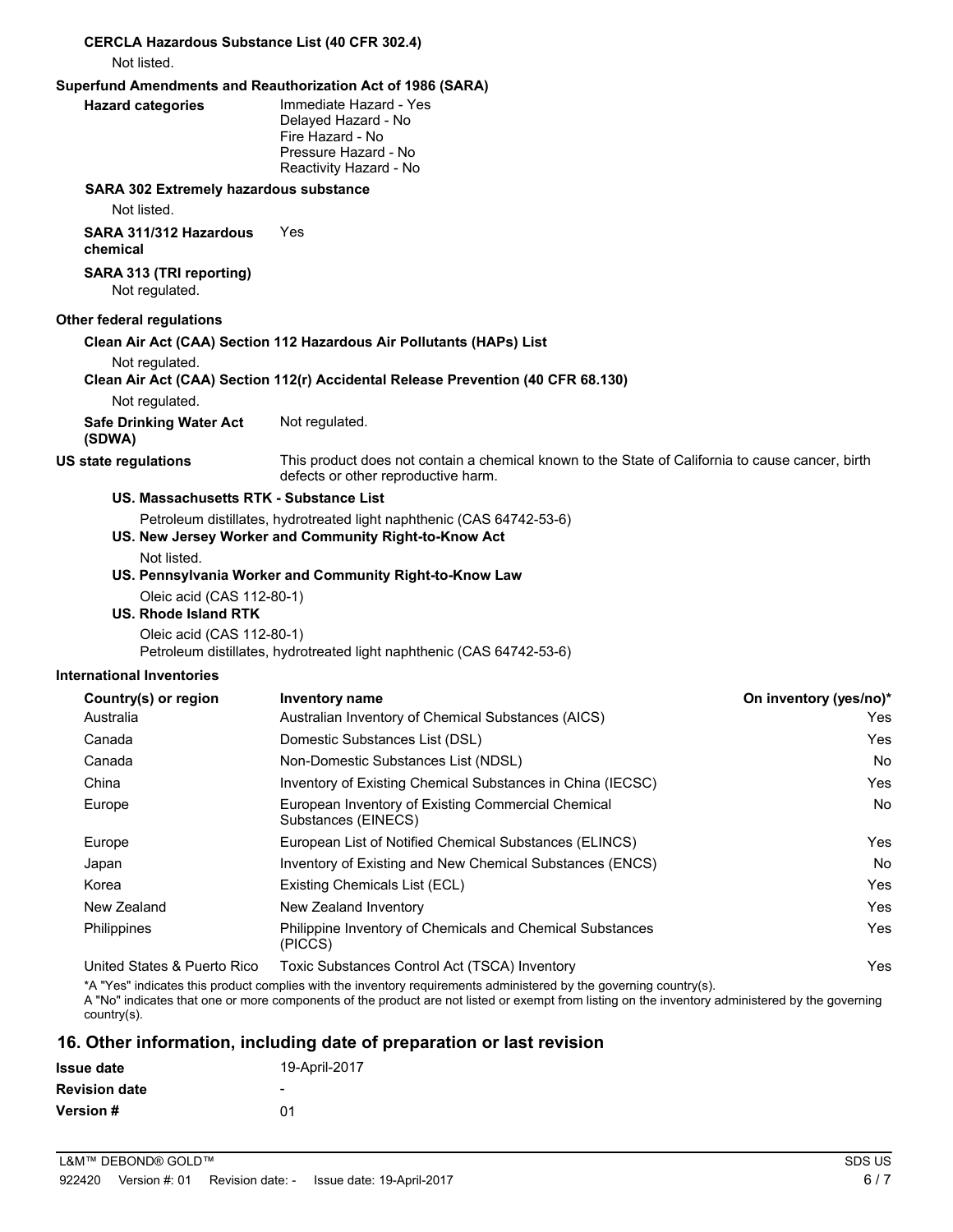**CERCLA Hazardous Substance List (40 CFR 302.4)**

Not listed.

**Superfund Amendments and Reauthorization Act of 1986 (SARA)**

**Hazard categories**

Immediate Hazard - Yes
Delayed Hazard - No
Fire Hazard - No
Pressure Hazard - No
Reactivity Hazard - No

**SARA 302 Extremely hazardous substance**

Not listed.

**SARA 311/312 Hazardous chemical** Yes

**SARA 313 (TRI reporting)**

Not regulated.

**Other federal regulations**

**Clean Air Act (CAA) Section 112 Hazardous Air Pollutants (HAPs) List**

Not regulated.

**Clean Air Act (CAA) Section 112(r) Accidental Release Prevention (40 CFR 68.130)**

Not regulated.

**Safe Drinking Water Act (SDWA)** Not regulated.

**US state regulations** This product does not contain a chemical known to the State of California to cause cancer, birth defects or other reproductive harm.

**US. Massachusetts RTK - Substance List**

Petroleum distillates, hydrotreated light naphthenic (CAS 64742-53-6)

**US. New Jersey Worker and Community Right-to-Know Act**

Not listed.

**US. Pennsylvania Worker and Community Right-to-Know Law**

Oleic acid (CAS 112-80-1)

**US. Rhode Island RTK**

Oleic acid (CAS 112-80-1)
Petroleum distillates, hydrotreated light naphthenic (CAS 64742-53-6)

**International Inventories**

| Country(s) or region | Inventory name | On inventory (yes/no)* |
|---|---|---|
| Australia | Australian Inventory of Chemical Substances (AICS) | Yes |
| Canada | Domestic Substances List (DSL) | Yes |
| Canada | Non-Domestic Substances List (NDSL) | No |
| China | Inventory of Existing Chemical Substances in China (IECSC) | Yes |
| Europe | European Inventory of Existing Commercial Chemical Substances (EINECS) | No |
| Europe | European List of Notified Chemical Substances (ELINCS) | Yes |
| Japan | Inventory of Existing and New Chemical Substances (ENCS) | No |
| Korea | Existing Chemicals List (ECL) | Yes |
| New Zealand | New Zealand Inventory | Yes |
| Philippines | Philippine Inventory of Chemicals and Chemical Substances (PICCS) | Yes |
| United States & Puerto Rico | Toxic Substances Control Act (TSCA) Inventory | Yes |

*A "Yes" indicates this product complies with the inventory requirements administered by the governing country(s).
A "No" indicates that one or more components of the product are not listed or exempt from listing on the inventory administered by the governing country(s).

## 16. Other information, including date of preparation or last revision

**Issue date** 19-April-2017

**Revision date** -

**Version #** 01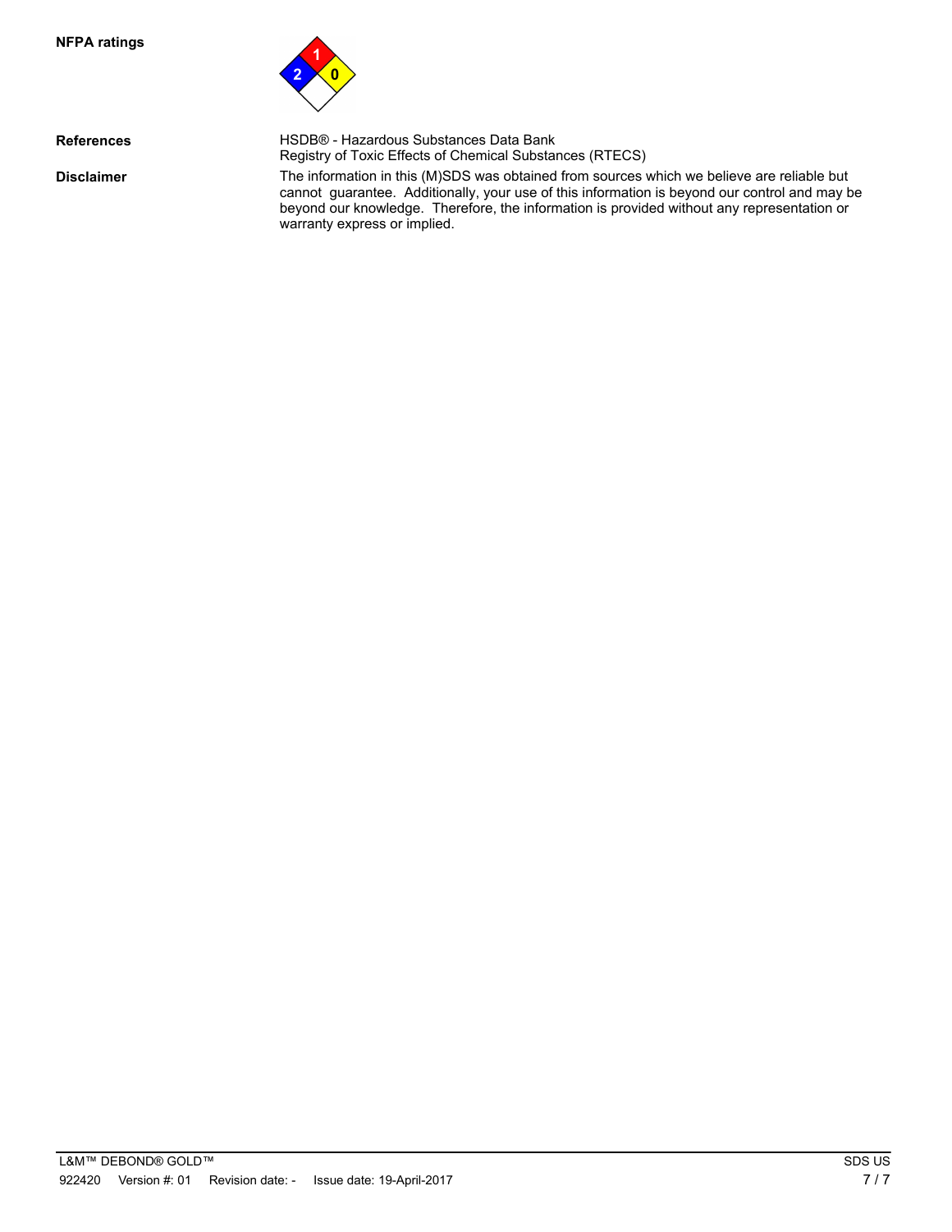**NFPA ratings**

1
2 0

**References**

HSDB® - Hazardous Substances Data Bank
Registry of Toxic Effects of Chemical Substances (RTECS)

**Disclaimer**

The information in this (M)SDS was obtained from sources which we believe are reliable but cannot guarantee. Additionally, your use of this information is beyond our control and may be beyond our knowledge. Therefore, the information is provided without any representation or warranty express or implied.